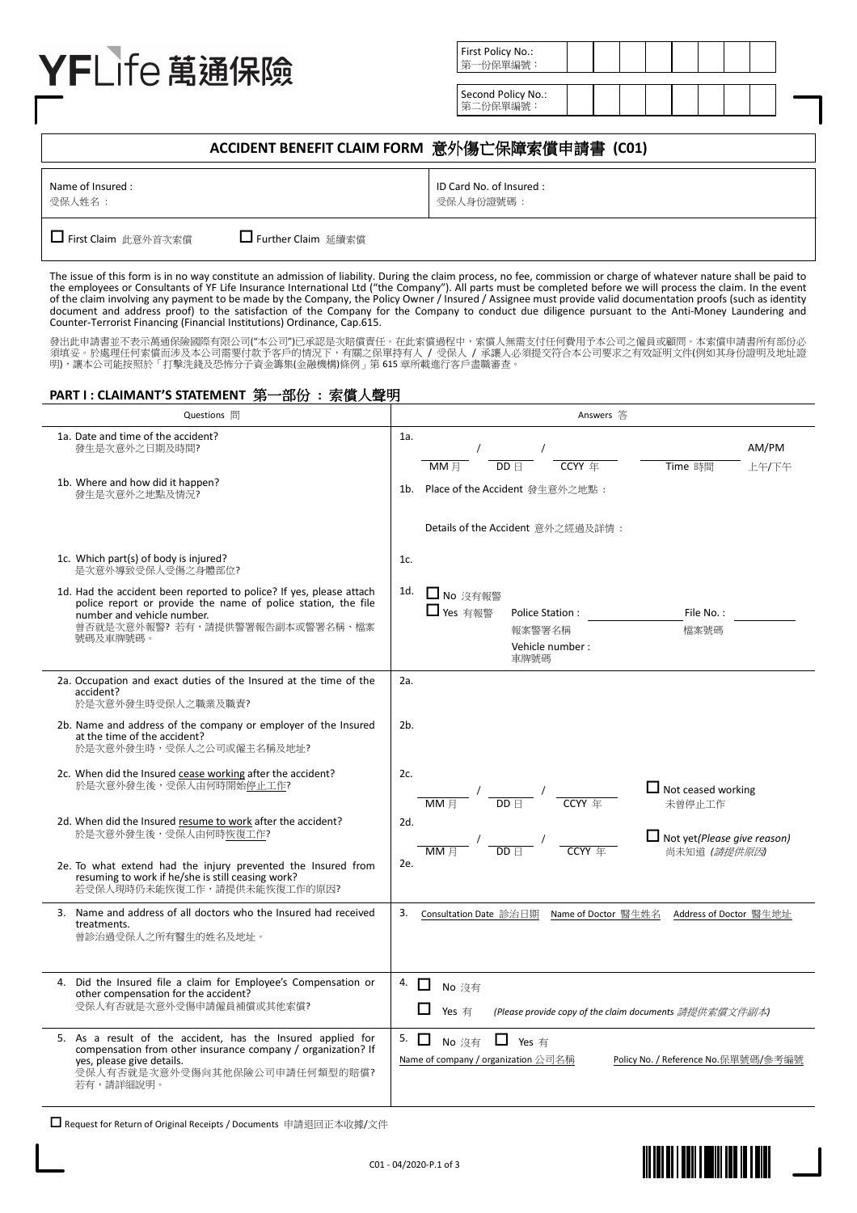YFLife 萬通保險

| First Policy No.: 第一份保單編號： | | | | | | | | |
|---|---|---|---|---|---|---|---|---|

| Second Policy No.: 第二份保單編號： | | | | | | | | |
|---|---|---|---|---|---|---|---|---|

# ACCIDENT BENEFIT CLAIM FORM 意外傷亡保障索償申請書 (C01)

| Name of Insured : 受保人姓名： | ID Card No. of Insured : 受保人身份證號碼： |
|---|---|
| ☐ First Claim 此意外首次索償 ☐ Further Claim 延續索償 | |

The issue of this form is in no way constitute an admission of liability. During the claim process, no fee, commission or charge of whatever nature shall be paid to the employees or Consultants of YF Life Insurance International Ltd ("the Company"). All parts must be completed before we will process the claim. In the event of the claim involving any payment to be made by the Company, the Policy Owner / Insured / Assignee must provide valid documentation proofs (such as identity document and address proof) to the satisfaction of the Company for the Company to conduct due diligence pursuant to the Anti-Money Laundering and Counter-Terrorist Financing (Financial Institutions) Ordinance, Cap.615.

發出此申請書並不表示萬通保險國際有限公司("本公司")已承認是次賠償責任。在此索償過程中，索償人無需支付任何費用予本公司之僱員或顧問。本索償申請書所有部份必須填妥。於處理任何索償而涉及本公司需要付款予客戶的情況下，有關之保單持有人 / 受保人 / 承讓人必須提交符合本公司要求之有效証明文件(例如其身份證明及地址證明)，讓本公司能按照於「打擊洗錢及恐怖分子資金籌集(金融機構)條例」第 615 章所載進行客戶盡職審查。

## PART I : CLAIMANT'S STATEMENT 第一部份 ： 索償人聲明

| Questions 問 | Answers 答 |
|---|---|
| 1a. Date and time of the accident? 發生是次意外之日期及時間? | 1a. ____ / ____ / ____ MM 月 DD 日 CCYY 年 ____ Time 時間 AM/PM 上午/下午 |
| 1b. Where and how did it happen? 發生是次意外之地點及情況? | 1b. Place of the Accident 發生意外之地點：<br>Details of the Accident 意外之經過及詳情： |
| 1c. Which part(s) of body is injured? 是次意外導致受保人受傷之身體部位? | 1c. |
| 1d. Had the accident been reported to police? If yes, please attach police report or provide the name of police station, the file number and vehicle number. 曾否就是次意外報警? 若有，請提供警署報告副本或警署名稱、檔案號碼及車牌號碼。 | 1d. ☐ No 沒有報警<br>☐ Yes 有報警 Police Station : 報案警署名稱 ____ File No. : 檔案號碼 ____<br>Vehicle number : 車牌號碼 |
| 2a. Occupation and exact duties of the Insured at the time of the accident? 於是次意外發生時受保人之職業及職責? | 2a. |
| 2b. Name and address of the company or employer of the Insured at the time of the accident? 於是次意外發生時，受保人之公司或僱主名稱及地址? | 2b. |
| 2c. When did the Insured cease working after the accident? 於是次意外發生後，受保人由何時開始停止工作? | 2c. ____ / ____ / ____ MM 月 DD 日 CCYY 年 ☐ Not ceased working 未曾停止工作 |
| 2d. When did the Insured resume to work after the accident? 於是次意外發生後，受保人由何時恢復工作? | 2d. ____ / ____ / ____ MM 月 DD 日 CCYY 年 ☐ Not yet*(Please give reason)* 尚未知道 *(請提供原因)* |
| 2e. To what extend had the injury prevented the Insured from resuming to work if he/she is still ceasing work? 若受保人現時仍未能恢復工作，請提供未能恢復工作的原因? | 2e. |
| 3. Name and address of all doctors who the Insured had received treatments. 曾診治過受保人之所有醫生的姓名及地址。 | 3. Consultation Date 診治日期 / Name of Doctor 醫生姓名 / Address of Doctor 醫生地址 |
| 4. Did the Insured file a claim for Employee's Compensation or other compensation for the accident? 受保人有否就是次意外受傷申請僱員補償或其他索償? | 4. ☐ No 沒有<br>☐ Yes 有 *(Please provide copy of the claim documents 請提供索償文件副本)* |
| 5. As a result of the accident, has the Insured applied for compensation from other insurance company / organization? If yes, please give details. 受保人有否就是次意外受傷向其他保險公司申請任何類型的賠償? 若有，請詳細說明。 | 5. ☐ No 沒有 ☐ Yes 有<br>Name of company / organization 公司名稱 / Policy No. / Reference No.保單號碼/參考編號 |

☐ Request for Return of Original Receipts / Documents 申請退回正本收據/文件

C01 - 04/2020-P.1 of 3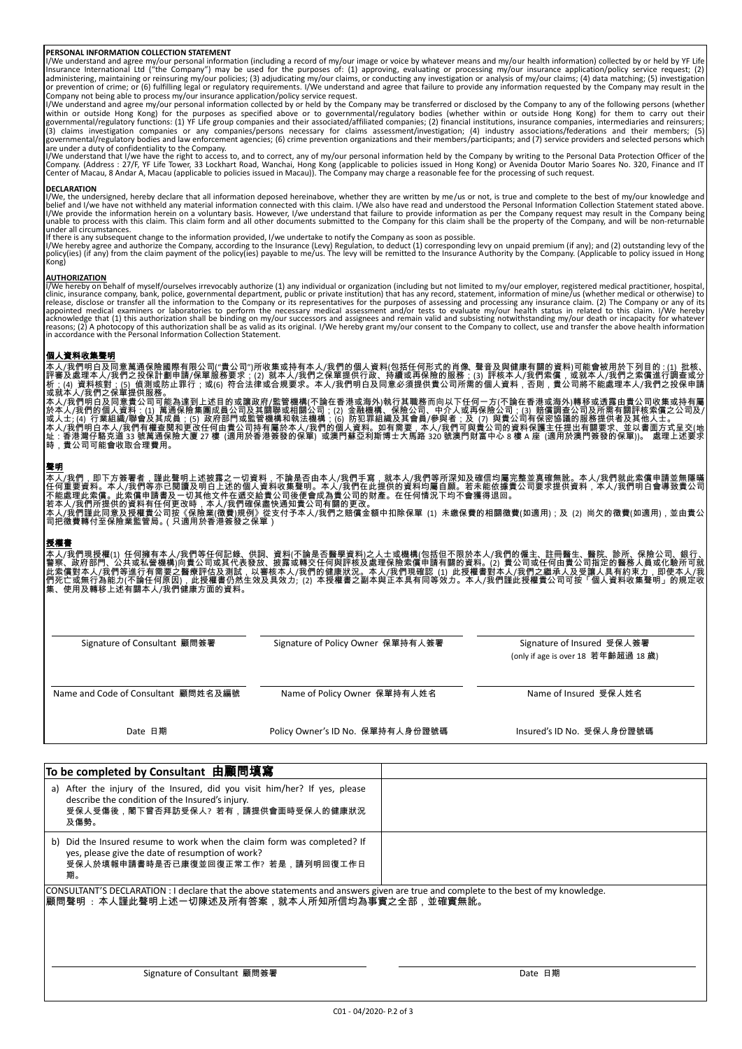**PERSONAL INFORMATION COLLECTION STATEMENT**

I/We understand and agree my/our personal information (including a record of my/our image or voice by whatever means and my/our health information) collected by or held by YF Life Insurance International Ltd ("the Company") may be used for the purposes of: (1) approving, evaluating or processing my/our insurance application/policy service request; (2) administering, maintaining or reinsuring my/our policies; (3) adjudicating my/our claims, or conducting any investigation or analysis of my/our claims; (4) data matching; (5) investigation or prevention of crime; or (6) fulfilling legal or regulatory requirements. I/We understand and agree that failure to provide any information requested by the Company may result in the Company not being able to process my/our insurance application/policy service request.

I/We understand and agree my/our personal information collected by or held by the Company may be transferred or disclosed by the Company to any of the following persons (whether within or outside Hong Kong) for the purposes as specified above or to governmental/regulatory bodies (whether within or outside Hong Kong) for them to carry out their governmental/regulatory functions: (1) YF Life group companies and their associated/affiliated companies; (2) financial institutions, insurance companies, intermediaries and reinsurers; (3) claims investigation companies or any companies/persons necessary for claims assessment/investigation; (4) industry associations/federations and their members; (5) governmental/regulatory bodies and law enforcement agencies; (6) crime prevention organizations and their members/participants; and (7) service providers and selected persons which are under a duty of confidentiality to the Company.

I/We understand that I/we have the right to access to, and to correct, any of my/our personal information held by the Company by writing to the Personal Data Protection Officer of the Company. (Address : 27/F, YF Life Tower, 33 Lockhart Road, Wanchai, Hong Kong (applicable to policies issued in Hong Kong) or Avenida Doutor Mario Soares No. 320, Finance and IT Center of Macau, 8 Andar A, Macau (applicable to policies issued in Macau)). The Company may charge a reasonable fee for the processing of such request.

**DECLARATION**

I/We, the undersigned, hereby declare that all information deposed hereinabove, whether they are written by me/us or not, is true and complete to the best of my/our knowledge and belief and I/we have not withheld any material information connected with this claim. I/We also have read and understood the Personal Information Collection Statement stated above. I/We provide the information herein on a voluntary basis. However, I/we understand that failure to provide information as per the Company request may result in the Company being unable to process with this claim. This claim form and all other documents submitted to the Company for this claim shall be the property of the Company, and will be non-returnable under all circumstances.

If there is any subsequent change to the information provided, I/we undertake to notify the Company as soon as possible.

I/We hereby agree and authorize the Company, according to the Insurance (Levy) Regulation, to deduct (1) corresponding levy on unpaid premium (if any); and (2) outstanding levy of the policy(ies) (if any) from the claim payment of the policy(ies) payable to me/us. The levy will be remitted to the Insurance Authority by the Company. (Applicable to policy issued in Hong Kong)

**AUTHORIZATION**

I/We hereby on behalf of myself/ourselves irrevocably authorize (1) any individual or organization (including but not limited to my/our employer, registered medical practitioner, hospital, clinic, insurance company, bank, police, governmental department, public or private institution) that has any record, statement, information of mine/us (whether medical or otherwise) to release, disclose or transfer all the information to the Company or its representatives for the purposes of assessing and processing any insurance claim. (2) The Company or any of its appointed medical examiners or laboratories to perform the necessary medical assessment and/or tests to evaluate my/our health status in related to this claim. I/We hereby acknowledge that (1) this authorization shall be binding on my/our successors and assignees and remain valid and subsisting notwithstanding my/our death or incapacity for whatever reasons; (2) A photocopy of this authorization shall be as valid as its original. I/We hereby grant my/our consent to the Company to collect, use and transfer the above health information in accordance with the Personal Information Collection Statement.

**個人資料收集聲明**

本人/我們明白及同意萬通保險國際有限公司("貴公司")所收集或持有本人/我們的個人資料(包括任何形式的肖像、聲音及與健康有關的資料)可能會被用於下列目的：(1) 批核、評審及處理本人/我們之投保計劃申請/保單服務要求；(2) 就本人/我們之保單提供行政、持續或再保險的服務；(3) 評核本人/我們索償，或就本人/我們之索償進行調查或分析；(4) 資料核對；(5) 偵測或防止罪行；或(6) 符合法律或合規要求。本人/我們明白及同意必須提供貴公司所需的個人資料，否則，貴公司將不能處理本人/我們之投保申請或本人/我們之保單提供服務。

本人/我們明白及同意貴公司可能為達到上述目的或讓政府/監管機構(不論在香港或海外)執行其職務而向以下任何一方(不論在香港或海外)轉移或透露由貴公司收集或持有關於本人/我們的個人資料：(1) 萬通保險集團成員公司及其關聯或相關公司；(2) 金融機構、保險公司、中介人或再保險公司；(3) 賠償調查公司及所需有關評核索償之公司及/或人士；(4) 行業組織/聯會及其成員；(5) 政府部門或監管機構和執法機構；(6) 防犯罪組織及其會員/參與者；及 (7) 與貴公司有保密協議的服務提供者及其他人士。

本人/我們明白本人/我們有權查閱和更改任何由貴公司持有屬於本人/我們的個人資料。如有需要，本人/我們可與貴公司的資料保護主任提出有關要求、並以書面方式呈交(地址：香港灣仔駱克道 33 號萬通保險大廈 27 樓 (適用於香港簽發的保單) 或澳門蘇亞利斯博士大馬路 320 號澳門財富中心 8 樓 A 座 (適用於澳門簽發的保單))。處理上述要求時，貴公司可能會收取合理費用。

**聲明**

本人/我們，即下方簽署者，謹此聲明上述披露之一切資料，不論是否由本人/我們手寫，就本人/我們等所深知及確信均屬完整並真確無訛。本人/我們就此索償申請並無隱瞞任何重要資料。本人/我們等亦已閱讀及明白上述的個人資料收集聲明。本人/我們在此提供的資料均屬自願。若未能依據貴公司要求提供資料，本人/我們明白會導致貴公司不能處理此索償。此索償申請書及一切其他文件在遞交給貴公司後便會成為貴公司的財產。在任何情況下均不會獲得退回。

若本人/我們所提供的資料有任何更改時，本人/我們確保盡快通知貴公司有關的更改。

本人/我們謹此同意及授權貴公司按《保險業(徵費)規例》從支付予本人/我們之賠償金額中扣除保單 (1) 未繳保費的相關徵費(如適用)；及 (2) 尚欠的徵費(如適用)，並由貴公司把徵費轉付至保險業監管局。(只適用於香港簽發之保單)

**授權書**

本人/我們現授權(1) 任何擁有本人/我們等任何記錄、供詞、資料(不論是否醫學資料)之人士或機構(包括但不限於本人/我們的僱主、註冊醫生、醫院、診所、保險公司、銀行、警察、政府部門、公共或私營機構)向貴公司或其代表發放、披露或轉交任何與評核及處理保險索償申請有關的資料。(2) 貴公司或任何由貴公司指定的醫務人員或化驗所可就此索償對本人/我們等進行所需要之醫療評估及測試，以審核本人/我們的健康狀況。本人/我們現確認 (1) 此授權書對本人/我們之繼承人及受讓人具有約束力，即使本人/我們死亡或無行為能力(不論任何原因)，此授權書仍然生效及具效力；(2) 本授權書之副本與正本具有同等效力。本人/我們謹此授權貴公司可按「個人資料收集聲明」的規定收集、使用及轉移上述有關本人/我們健康方面的資料。

| Signature of Consultant 顧問簽署 | Signature of Policy Owner 保單持有人簽署 | Signature of Insured 受保人簽署 (only if age is over 18 若年齡超過 18 歲) |
|---|---|---|
| Name and Code of Consultant 顧問姓名及編號 | Name of Policy Owner 保單持有人姓名 | Name of Insured 受保人姓名 |
| Date 日期 | Policy Owner's ID No. 保單持有人身份證號碼 | Insured's ID No. 受保人身份證號碼 |

| To be completed by Consultant 由顧問填寫 | |
|---|---|
| a) After the injury of the Insured, did you visit him/her? If yes, please describe the condition of the Insured's injury. 受保人受傷後，閣下曾否拜訪受保人？若有，請提供會面時受保人的健康狀況及傷勢。 | |
| b) Did the Insured resume to work when the claim form was completed? If yes, please give the date of resumption of work? 受保人於填報申請書時是否已康復並回復正常工作？若是，請列明回復工作日期。 | |

CONSULTANT'S DECLARATION : I declare that the above statements and answers given are true and complete to the best of my knowledge.
顧問聲明：本人謹此聲明上述一切陳述及所有答案，就本人所知所信均為事實之全部，並確實無訛。

Signature of Consultant 顧問簽署　　　　Date 日期

C01 - 04/2020- P.2 of 3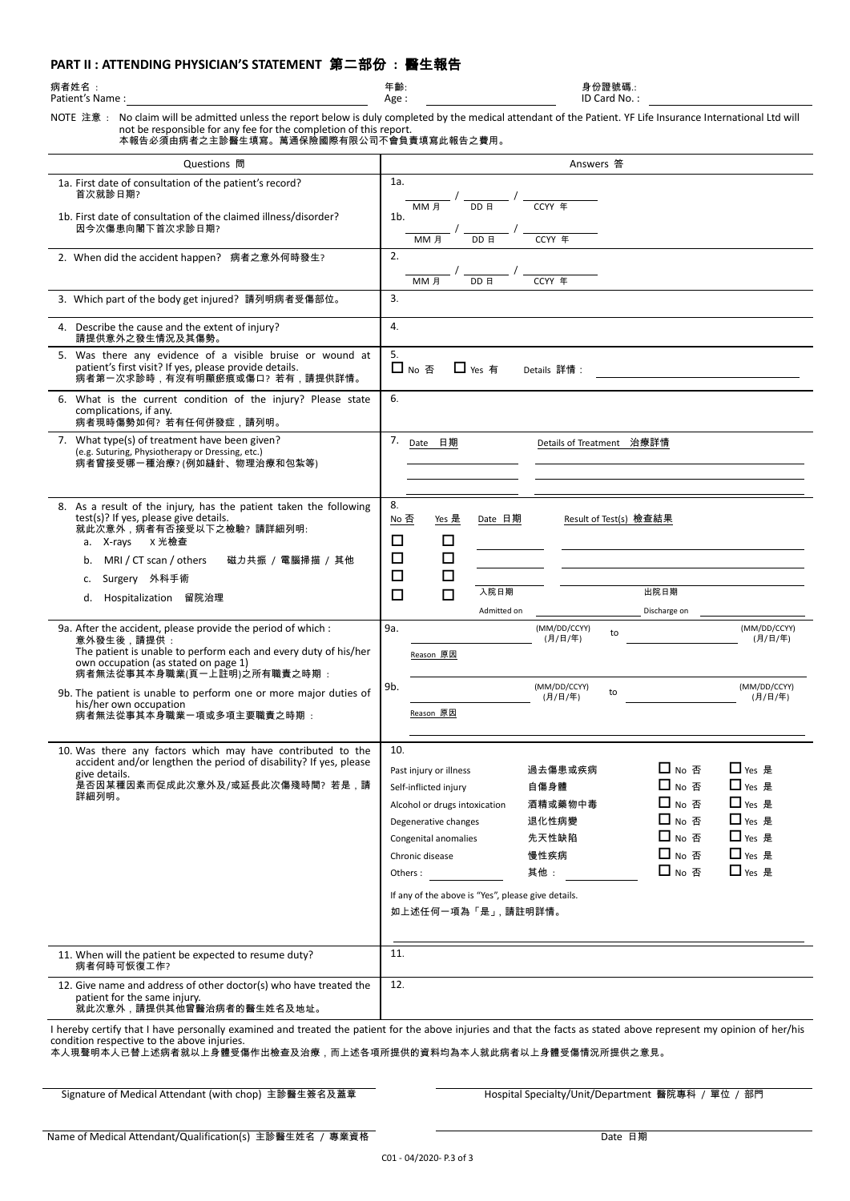## PART II : ATTENDING PHYSICIAN'S STATEMENT 第二部份 : 醫生報告

病者姓名 : Patient's Name : ______ 年齡: Age : ______ 身份證號碼.: ID Card No. : ______

NOTE 注意 : No claim will be admitted unless the report below is duly completed by the medical attendant of the Patient. YF Life Insurance International Ltd will not be responsible for any fee for the completion of this report.
本報告必須由病者之主診醫生填寫。萬通保險國際有限公司不會負責填寫此報告之費用。

| Questions 問 | Answers 答 |
|---|---|
| 1a. First date of consultation of the patient's record? 首次就診日期? | 1a. ____ / ____ / ____ MM 月 DD 日 CCYY 年 |
| 1b. First date of consultation of the claimed illness/disorder? 因今次傷患向閣下首次求診日期? | 1b. ____ / ____ / ____ MM 月 DD 日 CCYY 年 |
| 2. When did the accident happen? 病者之意外何時發生? | 2. ____ / ____ / ____ MM 月 DD 日 CCYY 年 |
| 3. Which part of the body get injured? 請列明病者受傷部位。 | 3. |
| 4. Describe the cause and the extent of injury? 請提供意外之發生情況及其傷勢。 | 4. |
| 5. Was there any evidence of a visible bruise or wound at patient's first visit? If yes, please provide details. 病者第一次求診時，有沒有明顯瘀痕或傷口? 若有，請提供詳情。 | 5. ☐ No 否 ☐ Yes 有 Details 詳情 : ______ |
| 6. What is the current condition of the injury? Please state complications, if any. 病者現時傷勢如何? 若有任何併發症，請列明。 | 6. |
| 7. What type(s) of treatment have been given? (e.g. Suturing, Physiotherapy or Dressing, etc.) 病者曾接受哪一種治療? (例如縫針、物理治療和包紮等) | 7. Date 日期 ______ Details of Treatment 治療詳情 ______ |
| 8. As a result of the injury, has the patient taken the following test(s)? If yes, please give details. 就此次意外，病者有否接受以下之檢驗? 請詳細列明: a. X-rays X 光檢查 b. MRI / CT scan / others 磁力共振 / 電腦掃描 / 其他 c. Surgery 外科手術 d. Hospitalization 留院治理 | 8. No 否 / Yes 是 / Date 日期 / Result of Test(s) 檢查結果<br>a. ☐ ☐ ______ ______<br>b. ☐ ☐ ______ ______<br>c. ☐ ☐ ______ ______<br>d. ☐ ☐ 入院日期 Admitted on ______ 出院日期 Discharge on ______ |
| 9a. After the accident, please provide the period of which : 意外發生後，請提供 : The patient is unable to perform each and every duty of his/her own occupation (as stated on page 1) 病者無法從事其本身職業(頁一上註明)之所有職責之時期 : | 9a. ______ (MM/DD/CCYY) (月/日/年) to ______ (MM/DD/CCYY) (月/日/年)<br>Reason 原因 ______ |
| 9b. The patient is unable to perform one or more major duties of his/her own occupation 病者無法從事其本身職業一項或多項主要職責之時期 : | 9b. ______ (MM/DD/CCYY) (月/日/年) to ______ (MM/DD/CCYY) (月/日/年)<br>Reason 原因 ______ |
| 10. Was there any factors which may have contributed to the accident and/or lengthen the period of disability? If yes, please give details. 是否因某種因素而促成此次意外及/或延長此次傷殘時間? 若是，請詳細列明。 | 10.<br>Past injury or illness 過去傷患或疾病 ☐ No 否 ☐ Yes 是<br>Self-inflicted injury 自傷身體 ☐ No 否 ☐ Yes 是<br>Alcohol or drugs intoxication 酒精或藥物中毒 ☐ No 否 ☐ Yes 是<br>Degenerative changes 退化性病變 ☐ No 否 ☐ Yes 是<br>Congenital anomalies 先天性缺陷 ☐ No 否 ☐ Yes 是<br>Chronic disease 慢性疾病 ☐ No 否 ☐ Yes 是<br>Others : ______ 其他 : ______ ☐ No 否 ☐ Yes 是<br>If any of the above is "Yes", please give details.<br>如上述任何一項為「是」，請註明詳情。 |
| 11. When will the patient be expected to resume duty? 病者何時可恢復工作? | 11. |
| 12. Give name and address of other doctor(s) who have treated the patient for the same injury. 就此次意外，請提供其他曾醫治病者的醫生姓名及地址。 | 12. |

I hereby certify that I have personally examined and treated the patient for the above injuries and that the facts as stated above represent my opinion of her/his condition respective to the above injuries.
本人現聲明本人已替上述病者就以上身體受傷作出檢查及治療，而上述各項所提供的資料均為本人就此病者以上身體受傷情況所提供之意見。

______
Signature of Medical Attendant (with chop) 主診醫生簽名及蓋章

______
Hospital Specialty/Unit/Department 醫院專科 / 單位 / 部門

______
Name of Medical Attendant/Qualification(s) 主診醫生姓名 / 專業資格

______
Date 日期

C01 - 04/2020- P.3 of 3